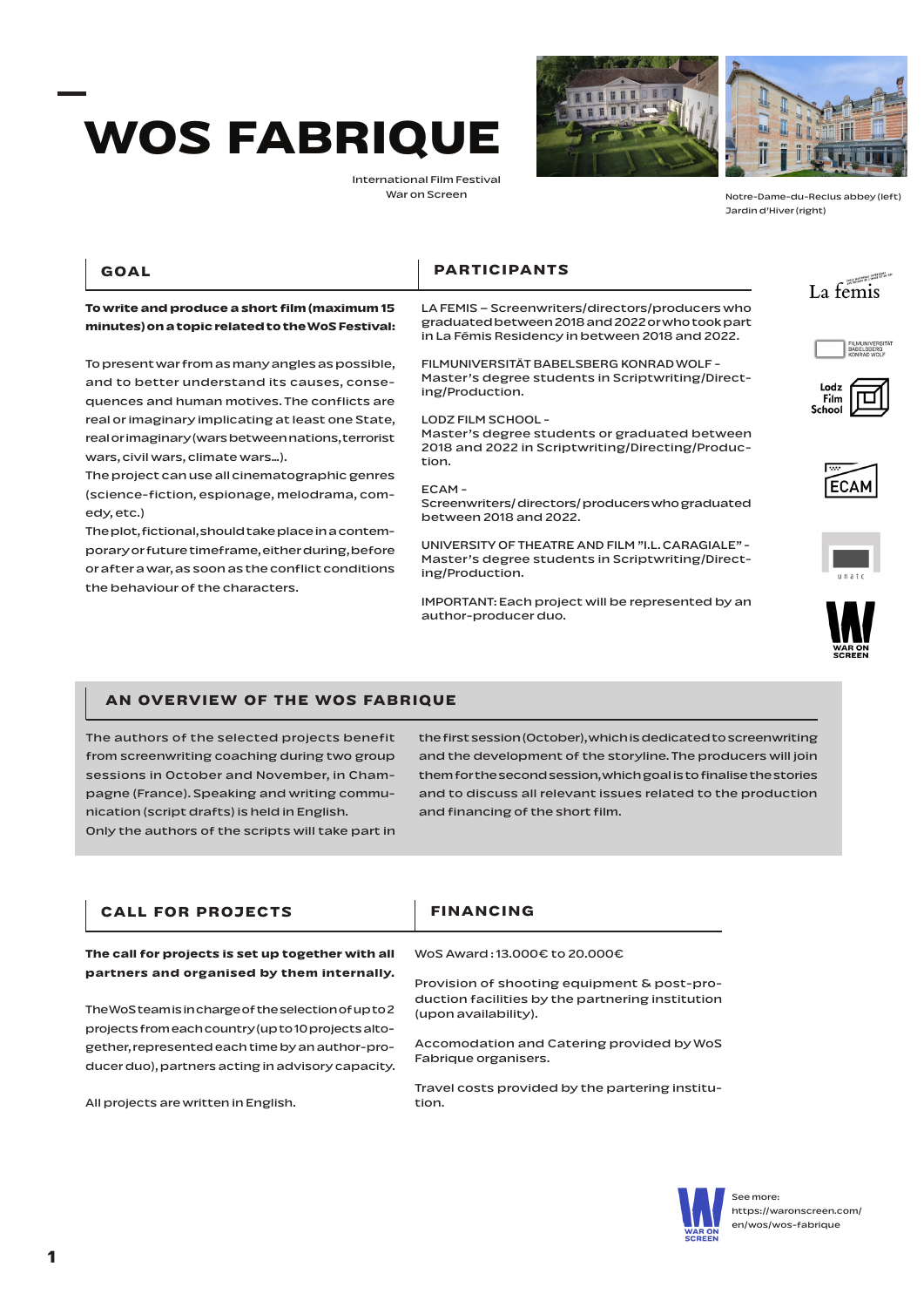# WOS FABRIQUE

International Film Festival
War on Screen

Notre-Dame-du-Reclus abbey (left)
Jardin d'Hiver (right)

## GOAL

**To write and produce a short film (maximum 15 minutes) on a topic related to the WoS Festival:**

To present war from as many angles as possible, and to better understand its causes, consequences and human motives. The conflicts are real or imaginary implicating at least one State, real or imaginary (wars between nations, terrorist wars, civil wars, climate wars...).
The project can use all cinematographic genres (science-fiction, espionage, melodrama, comedy, etc.)
The plot, fictional, should take place in a contemporary or future timeframe, either during, before or after a war, as soon as the conflict conditions the behaviour of the characters.

## PARTICIPANTS

LA FEMIS – Screenwriters/directors/producers who graduated between 2018 and 2022 or who took part in La Fémis Residency in between 2018 and 2022.

FILMUNIVERSITÄT BABELSBERG KONRAD WOLF - Master's degree students in Scriptwriting/Directing/Production.

LODZ FILM SCHOOL - Master's degree students or graduated between 2018 and 2022 in Scriptwriting/Directing/Production.

ECAM - Screenwriters/ directors/ producers who graduated between 2018 and 2022.

UNIVERSITY OF THEATRE AND FILM "I.L. CARAGIALE" - Master's degree students in Scriptwriting/Directing/Production.

IMPORTANT: Each project will be represented by an author-producer duo.

## AN OVERVIEW OF THE WOS FABRIQUE

The authors of the selected projects benefit from screenwriting coaching during two group sessions in October and November, in Champagne (France). Speaking and writing communication (script drafts) is held in English.
Only the authors of the scripts will take part in the first session (October), which is dedicated to screenwriting and the development of the storyline. The producers will join them for the second session, which goal is to finalise the stories and to discuss all relevant issues related to the production and financing of the short film.

## CALL FOR PROJECTS

**The call for projects is set up together with all partners and organised by them internally.**

The WoS team is in charge of the selection of up to 2 projects from each country (up to 10 projects altogether, represented each time by an author-producer duo), partners acting in advisory capacity.

All projects are written in English.

## FINANCING

WoS Award : 13.000€ to 20.000€

Provision of shooting equipment & post-production facilities by the partnering institution (upon availability).

Accomodation and Catering provided by WoS Fabrique organisers.

Travel costs provided by the partering institution.

See more:
https://waronscreen.com/en/wos/wos-fabrique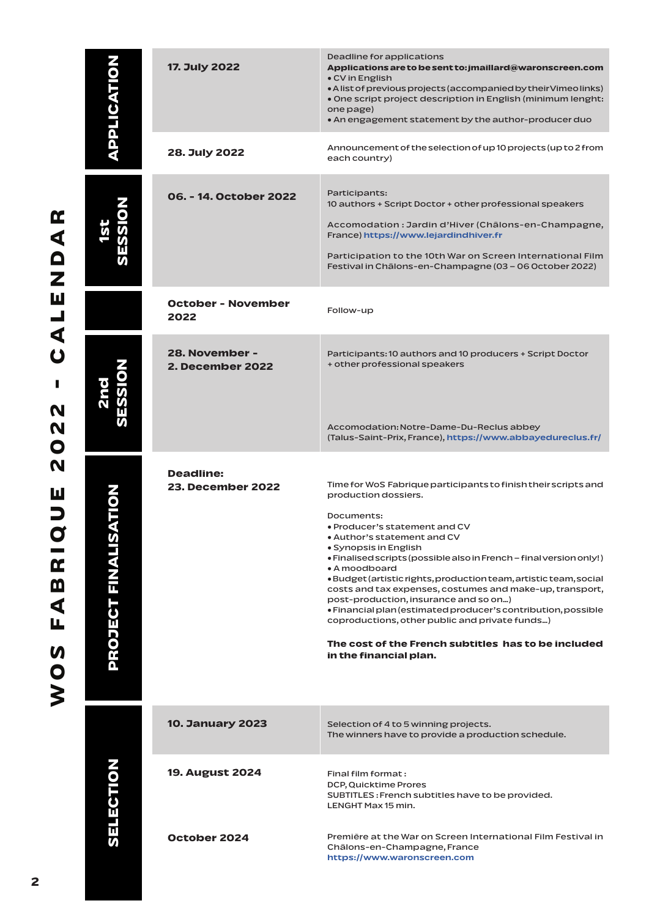# WOS FABRIQUE 2022 - CALENDAR

| | | |
|---|---|---|
| **APPLICATION** | **17. July 2022** | Deadline for applications<br>**Applications are to be sent to: jmaillard@waronscreen.com**<br>• CV in English<br>• A list of previous projects (accompanied by their Vimeo links)<br>• One script project description in English (minimum lenght: one page)<br>• An engagement statement by the author-producer duo |
| | **28. July 2022** | Announcement of the selection of up 10 projects (up to 2 from each country) |
| **1st SESSION** | **06. - 14. October 2022** | Participants:<br>10 authors + Script Doctor + other professional speakers<br><br>Accomodation : Jardin d'Hiver (Châlons-en-Champagne, France) https://www.lejardindhiver.fr<br><br>Participation to the 10th War on Screen International Film Festival in Châlons-en-Champagne (03 – 06 October 2022) |
| | **October - November 2022** | Follow-up |
| **2nd SESSION** | **28. November - 2. December 2022** | Participants: 10 authors and 10 producers + Script Doctor + other professional speakers<br><br>Accomodation: Notre-Dame-Du-Reclus abbey (Talus-Saint-Prix, France), https://www.abbayedureclus.fr/ |
| **PROJECT FINALISATION** | **Deadline: 23. December 2022** | Time for WoS Fabrique participants to finish their scripts and production dossiers.<br><br>Documents:<br>• Producer's statement and CV<br>• Author's statement and CV<br>• Synopsis in English<br>• Finalised scripts (possible also in French – final version only!)<br>• A moodboard<br>• Budget (artistic rights, production team, artistic team, social costs and tax expenses, costumes and make-up, transport, post-production, insurance and so on...)<br>• Financial plan (estimated producer's contribution, possible coproductions, other public and private funds...)<br><br>**The cost of the French subtitles has to be included in the financial plan.** |
| **SELECTION** | **10. January 2023** | Selection of 4 to 5 winning projects.<br>The winners have to provide a production schedule. |
| | **19. August 2024** | Final film format :<br>DCP, Quicktime Prores<br>SUBTITLES : French subtitles have to be provided.<br>LENGHT Max 15 min. |
| | **October 2024** | Première at the War on Screen International Film Festival in Châlons-en-Champagne, France<br>https://www.waronscreen.com |